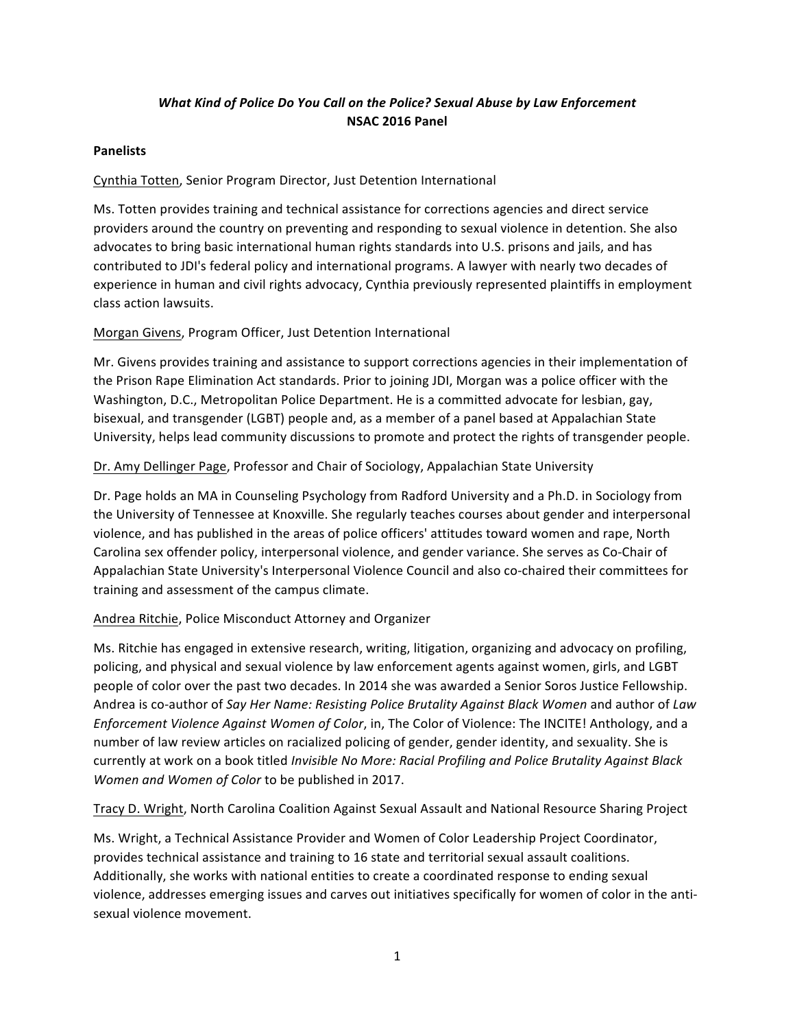# *What Kind of Police Do You Call on the Police? Sexual Abuse by Law Enforcement*
## NSAC 2016 Panel

**Panelists**

<u>Cynthia Totten</u>, Senior Program Director, Just Detention International

Ms. Totten provides training and technical assistance for corrections agencies and direct service providers around the country on preventing and responding to sexual violence in detention. She also advocates to bring basic international human rights standards into U.S. prisons and jails, and has contributed to JDI's federal policy and international programs. A lawyer with nearly two decades of experience in human and civil rights advocacy, Cynthia previously represented plaintiffs in employment class action lawsuits.

<u>Morgan Givens</u>, Program Officer, Just Detention International

Mr. Givens provides training and assistance to support corrections agencies in their implementation of the Prison Rape Elimination Act standards. Prior to joining JDI, Morgan was a police officer with the Washington, D.C., Metropolitan Police Department. He is a committed advocate for lesbian, gay, bisexual, and transgender (LGBT) people and, as a member of a panel based at Appalachian State University, helps lead community discussions to promote and protect the rights of transgender people.

<u>Dr. Amy Dellinger Page</u>, Professor and Chair of Sociology, Appalachian State University

Dr. Page holds an MA in Counseling Psychology from Radford University and a Ph.D. in Sociology from the University of Tennessee at Knoxville. She regularly teaches courses about gender and interpersonal violence, and has published in the areas of police officers' attitudes toward women and rape, North Carolina sex offender policy, interpersonal violence, and gender variance. She serves as Co-Chair of Appalachian State University's Interpersonal Violence Council and also co-chaired their committees for training and assessment of the campus climate.

<u>Andrea Ritchie</u>, Police Misconduct Attorney and Organizer

Ms. Ritchie has engaged in extensive research, writing, litigation, organizing and advocacy on profiling, policing, and physical and sexual violence by law enforcement agents against women, girls, and LGBT people of color over the past two decades. In 2014 she was awarded a Senior Soros Justice Fellowship. Andrea is co-author of *Say Her Name: Resisting Police Brutality Against Black Women* and author of *Law Enforcement Violence Against Women of Color*, in, The Color of Violence: The INCITE! Anthology, and a number of law review articles on racialized policing of gender, gender identity, and sexuality. She is currently at work on a book titled *Invisible No More: Racial Profiling and Police Brutality Against Black Women and Women of Color* to be published in 2017.

<u>Tracy D. Wright</u>, North Carolina Coalition Against Sexual Assault and National Resource Sharing Project

Ms. Wright, a Technical Assistance Provider and Women of Color Leadership Project Coordinator, provides technical assistance and training to 16 state and territorial sexual assault coalitions. Additionally, she works with national entities to create a coordinated response to ending sexual violence, addresses emerging issues and carves out initiatives specifically for women of color in the anti-sexual violence movement.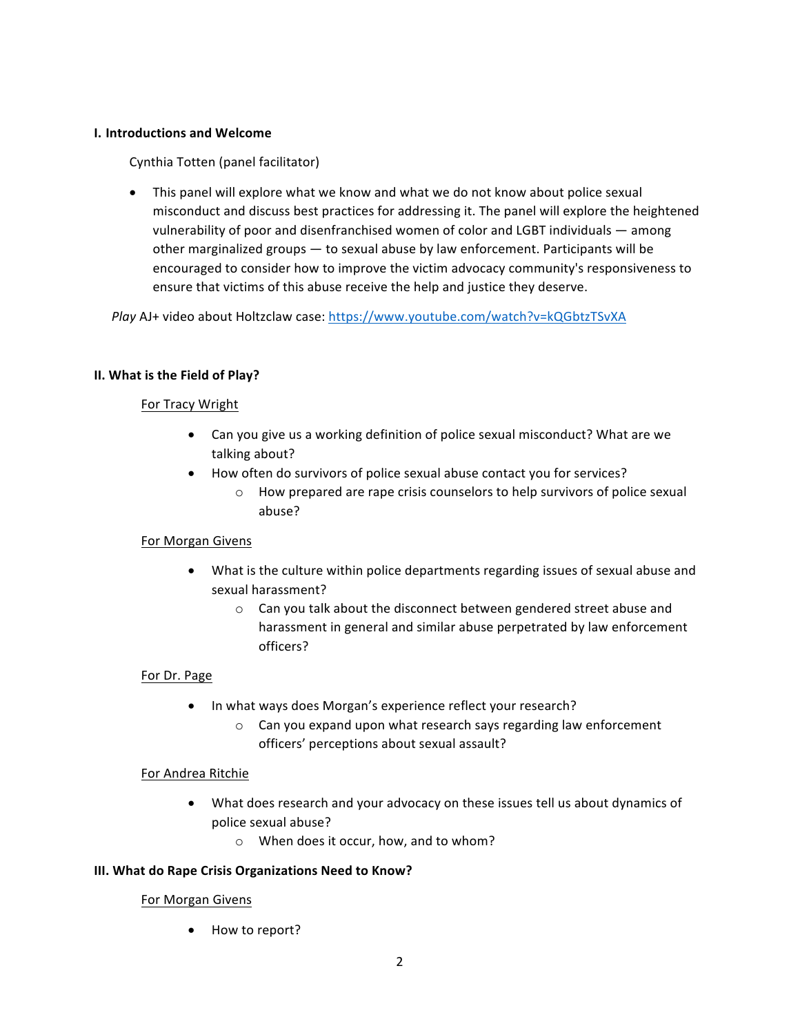**I. Introductions and Welcome**

Cynthia Totten (panel facilitator)

- This panel will explore what we know and what we do not know about police sexual misconduct and discuss best practices for addressing it. The panel will explore the heightened vulnerability of poor and disenfranchised women of color and LGBT individuals — among other marginalized groups — to sexual abuse by law enforcement. Participants will be encouraged to consider how to improve the victim advocacy community's responsiveness to ensure that victims of this abuse receive the help and justice they deserve.

*Play* AJ+ video about Holtzclaw case: [https://www.youtube.com/watch?v=kQGbtzTSvXA](https://www.youtube.com/watch?v=kQGbtzTSvXA)

**II. What is the Field of Play?**

For Tracy Wright

- Can you give us a working definition of police sexual misconduct? What are we talking about?
- How often do survivors of police sexual abuse contact you for services?
  - How prepared are rape crisis counselors to help survivors of police sexual abuse?

For Morgan Givens

- What is the culture within police departments regarding issues of sexual abuse and sexual harassment?
  - Can you talk about the disconnect between gendered street abuse and harassment in general and similar abuse perpetrated by law enforcement officers?

For Dr. Page

- In what ways does Morgan's experience reflect your research?
  - Can you expand upon what research says regarding law enforcement officers' perceptions about sexual assault?

For Andrea Ritchie

- What does research and your advocacy on these issues tell us about dynamics of police sexual abuse?
  - When does it occur, how, and to whom?

**III. What do Rape Crisis Organizations Need to Know?**

For Morgan Givens

- How to report?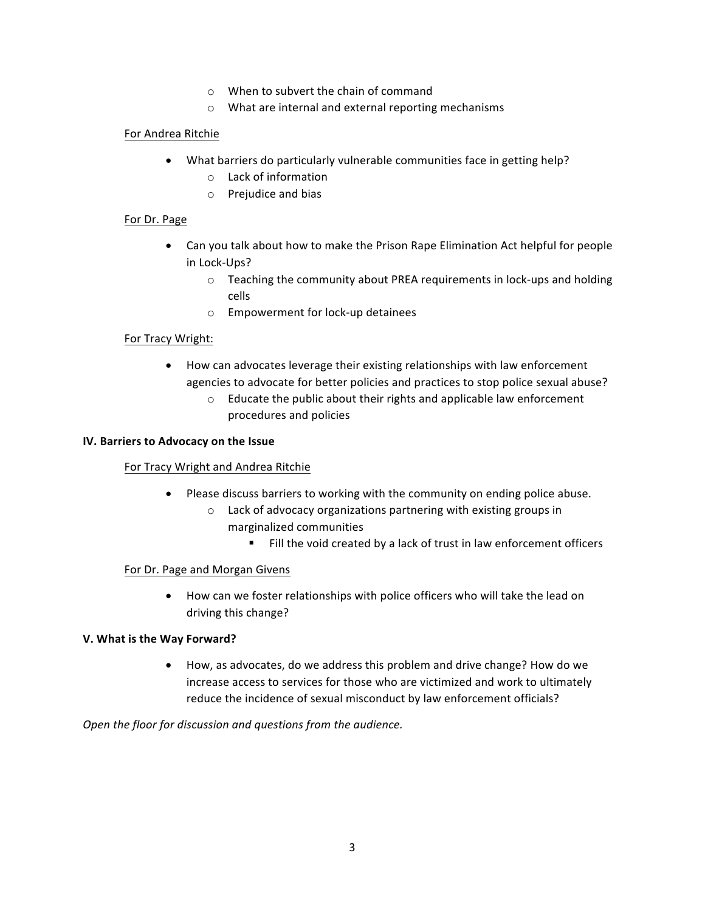- When to subvert the chain of command
  - What are internal and external reporting mechanisms

For Andrea Ritchie

- What barriers do particularly vulnerable communities face in getting help?
  - Lack of information
  - Prejudice and bias

For Dr. Page

- Can you talk about how to make the Prison Rape Elimination Act helpful for people in Lock-Ups?
  - Teaching the community about PREA requirements in lock-ups and holding cells
  - Empowerment for lock-up detainees

For Tracy Wright:

- How can advocates leverage their existing relationships with law enforcement agencies to advocate for better policies and practices to stop police sexual abuse?
  - Educate the public about their rights and applicable law enforcement procedures and policies

**IV. Barriers to Advocacy on the Issue**

For Tracy Wright and Andrea Ritchie

- Please discuss barriers to working with the community on ending police abuse.
  - Lack of advocacy organizations partnering with existing groups in marginalized communities
    - Fill the void created by a lack of trust in law enforcement officers

For Dr. Page and Morgan Givens

- How can we foster relationships with police officers who will take the lead on driving this change?

**V. What is the Way Forward?**

- How, as advocates, do we address this problem and drive change? How do we increase access to services for those who are victimized and work to ultimately reduce the incidence of sexual misconduct by law enforcement officials?

*Open the floor for discussion and questions from the audience.*